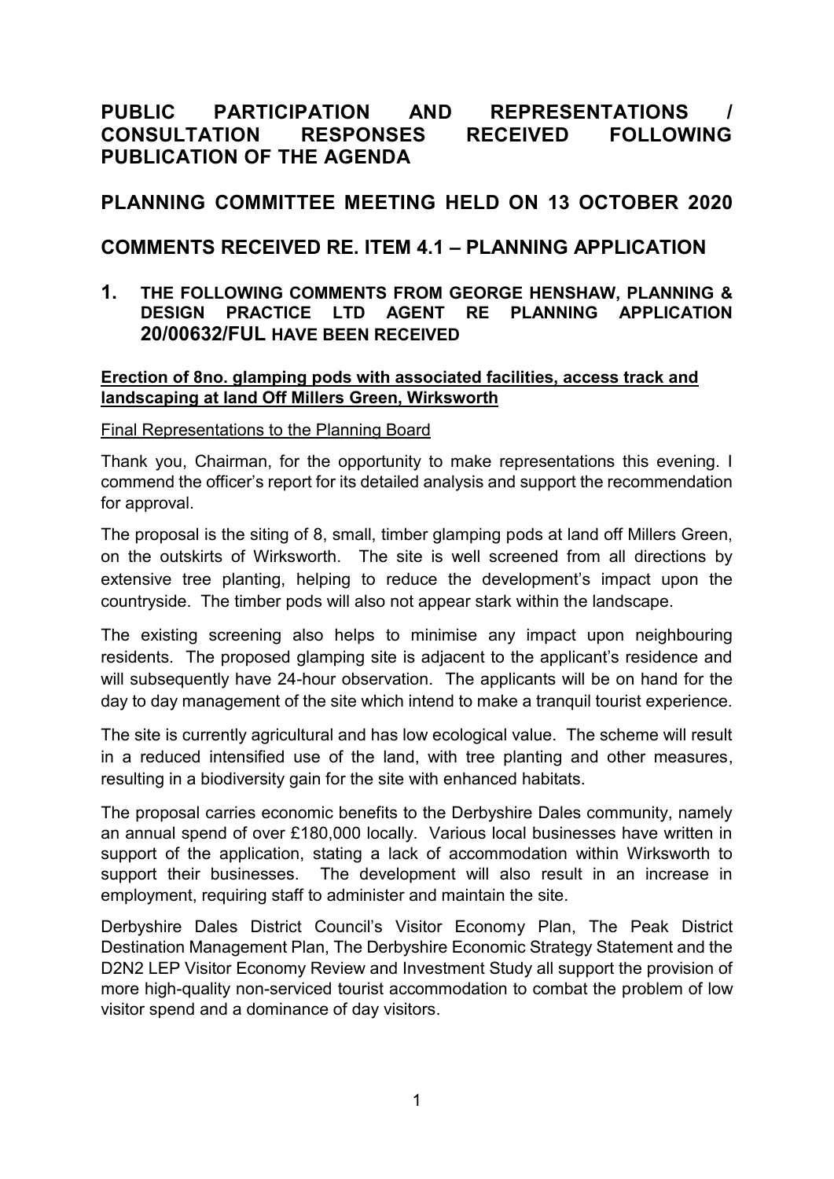# PUBLIC PARTICIPATION AND REPRESENTATIONS / CONSULTATION RESPONSES RECEIVED FOLLOWING PUBLICATION OF THE AGENDA

## PLANNING COMMITTEE MEETING HELD ON 13 OCTOBER 2020

## COMMENTS RECEIVED RE. ITEM 4.1 – PLANNING APPLICATION

### 1. THE FOLLOWING COMMENTS FROM GEORGE HENSHAW, PLANNING & DESIGN PRACTICE LTD AGENT RE PLANNING APPLICATION 20/00632/FUL HAVE BEEN RECEIVED

**Erection of 8no. glamping pods with associated facilities, access track and landscaping at land Off Millers Green, Wirksworth**

Final Representations to the Planning Board

Thank you, Chairman, for the opportunity to make representations this evening. I commend the officer's report for its detailed analysis and support the recommendation for approval.

The proposal is the siting of 8, small, timber glamping pods at land off Millers Green, on the outskirts of Wirksworth. The site is well screened from all directions by extensive tree planting, helping to reduce the development's impact upon the countryside. The timber pods will also not appear stark within the landscape.

The existing screening also helps to minimise any impact upon neighbouring residents. The proposed glamping site is adjacent to the applicant's residence and will subsequently have 24-hour observation. The applicants will be on hand for the day to day management of the site which intend to make a tranquil tourist experience.

The site is currently agricultural and has low ecological value. The scheme will result in a reduced intensified use of the land, with tree planting and other measures, resulting in a biodiversity gain for the site with enhanced habitats.

The proposal carries economic benefits to the Derbyshire Dales community, namely an annual spend of over £180,000 locally. Various local businesses have written in support of the application, stating a lack of accommodation within Wirksworth to support their businesses. The development will also result in an increase in employment, requiring staff to administer and maintain the site.

Derbyshire Dales District Council's Visitor Economy Plan, The Peak District Destination Management Plan, The Derbyshire Economic Strategy Statement and the D2N2 LEP Visitor Economy Review and Investment Study all support the provision of more high-quality non-serviced tourist accommodation to combat the problem of low visitor spend and a dominance of day visitors.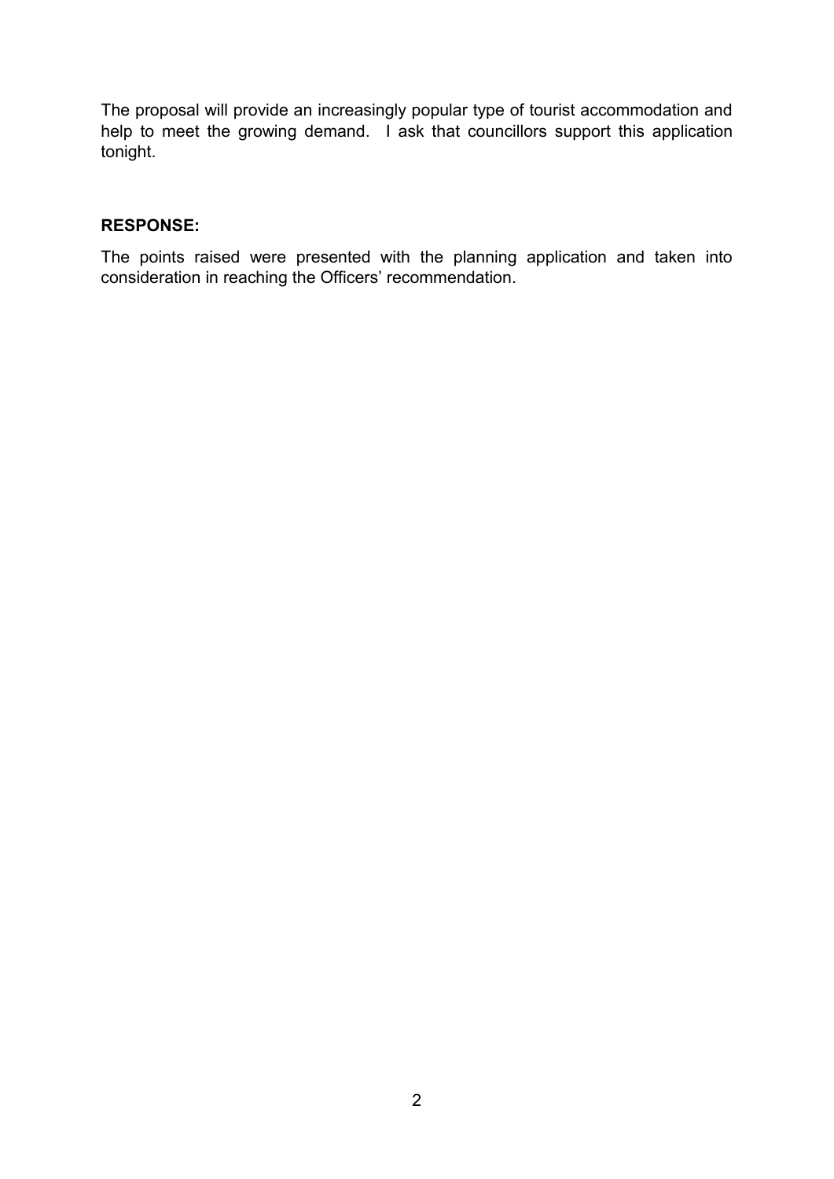The proposal will provide an increasingly popular type of tourist accommodation and help to meet the growing demand. I ask that councillors support this application tonight.

**RESPONSE:**

The points raised were presented with the planning application and taken into consideration in reaching the Officers' recommendation.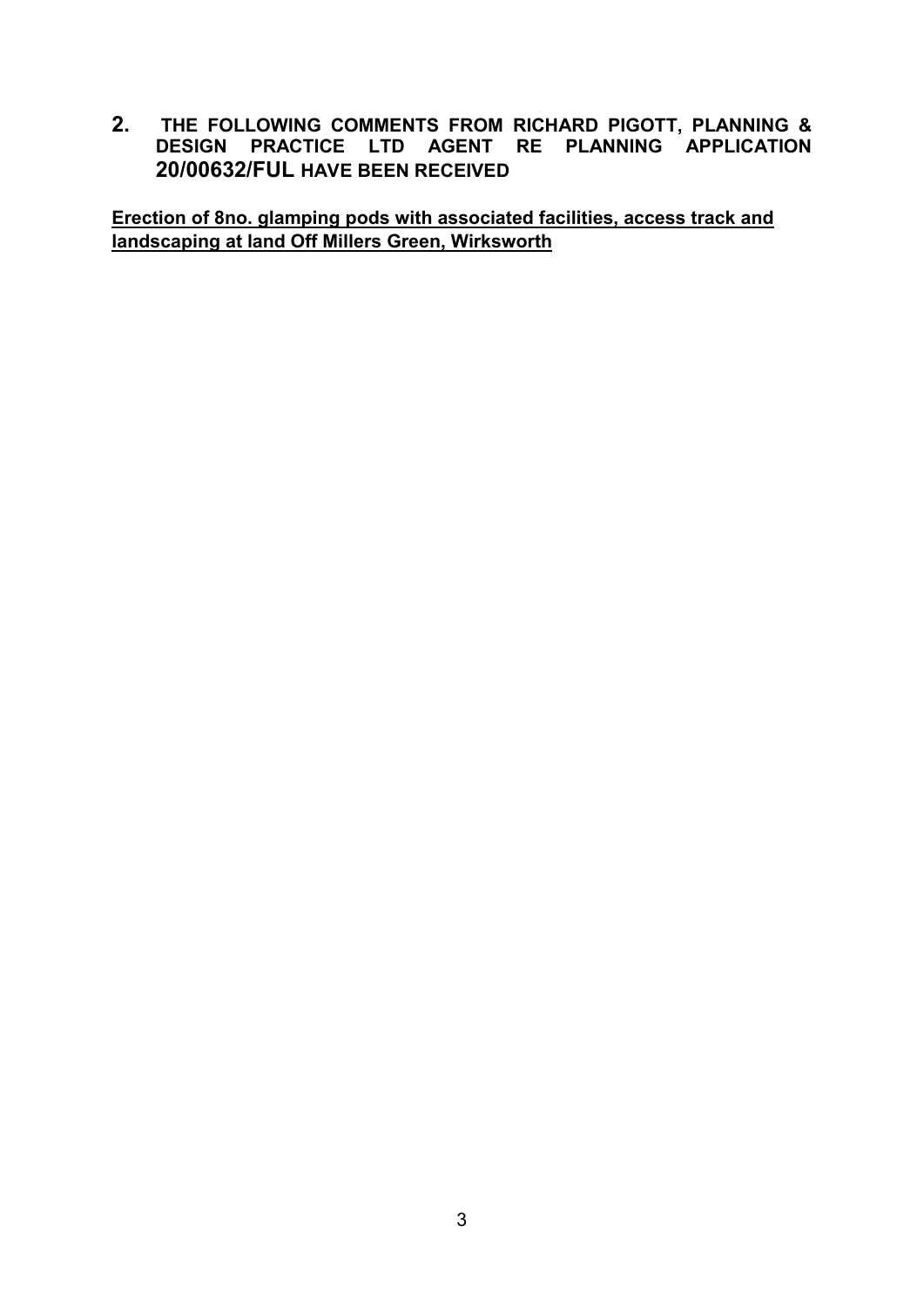## 2. THE FOLLOWING COMMENTS FROM RICHARD PIGOTT, PLANNING & DESIGN PRACTICE LTD AGENT RE PLANNING APPLICATION 20/00632/FUL HAVE BEEN RECEIVED

**Erection of 8no. glamping pods with associated facilities, access track and landscaping at land Off Millers Green, Wirksworth**